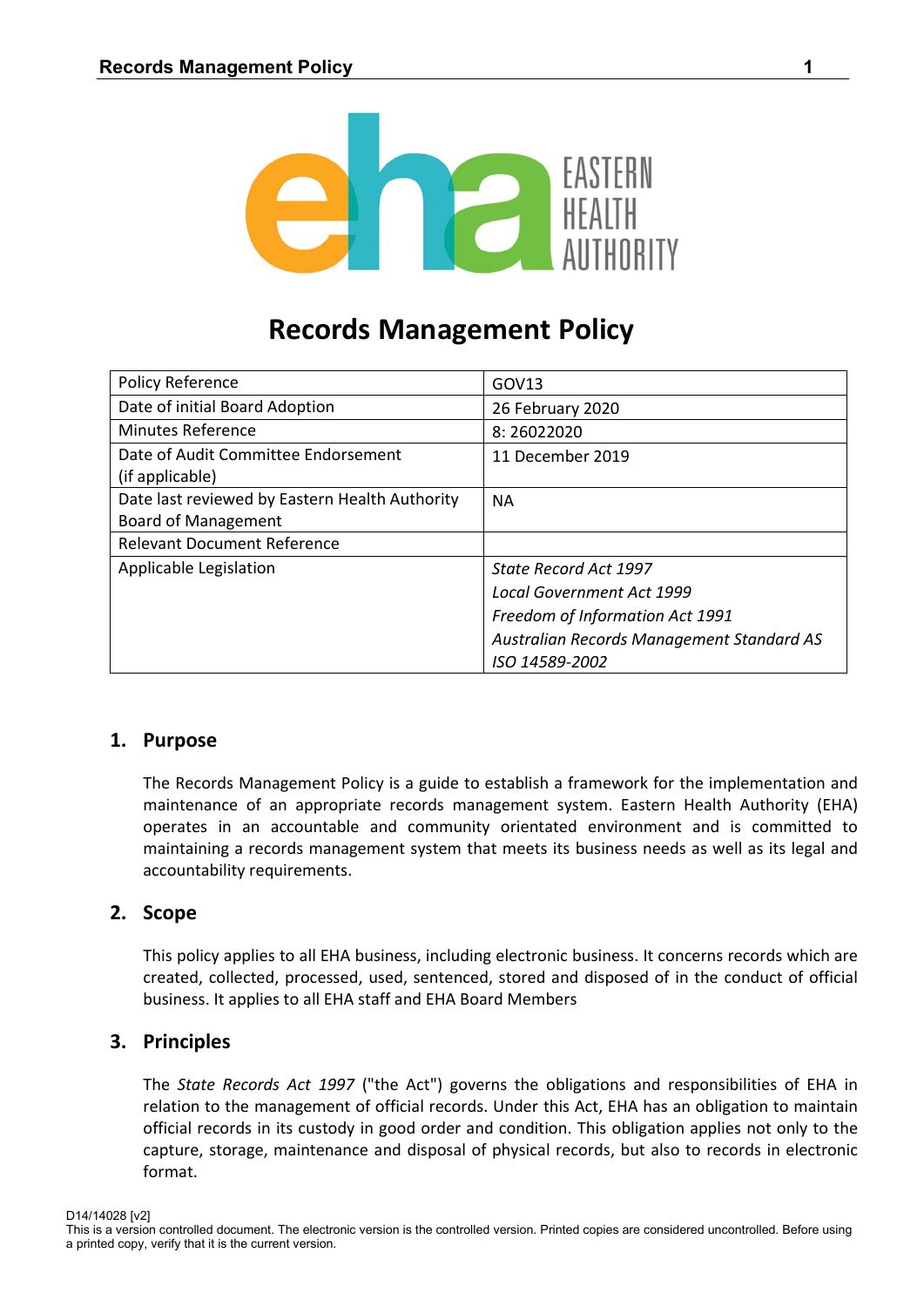# Records Management Policy

| Policy Reference | GOV13 |
|---|---|
| Date of initial Board Adoption | 26 February 2020 |
| Minutes Reference | 8: 26022020 |
| Date of Audit Committee Endorsement (if applicable) | 11 December 2019 |
| Date last reviewed by Eastern Health Authority Board of Management | NA |
| Relevant Document Reference | |
| Applicable Legislation | *State Record Act 1997*<br>*Local Government Act 1999*<br>*Freedom of Information Act 1991*<br>*Australian Records Management Standard AS ISO 14589-2002* |

## 1. Purpose

The Records Management Policy is a guide to establish a framework for the implementation and maintenance of an appropriate records management system. Eastern Health Authority (EHA) operates in an accountable and community orientated environment and is committed to maintaining a records management system that meets its business needs as well as its legal and accountability requirements.

## 2. Scope

This policy applies to all EHA business, including electronic business. It concerns records which are created, collected, processed, used, sentenced, stored and disposed of in the conduct of official business. It applies to all EHA staff and EHA Board Members

## 3. Principles

The *State Records Act 1997* ("the Act") governs the obligations and responsibilities of EHA in relation to the management of official records. Under this Act, EHA has an obligation to maintain official records in its custody in good order and condition. This obligation applies not only to the capture, storage, maintenance and disposal of physical records, but also to records in electronic format.

D14/14028 [v2]
This is a version controlled document. The electronic version is the controlled version. Printed copies are considered uncontrolled. Before using a printed copy, verify that it is the current version.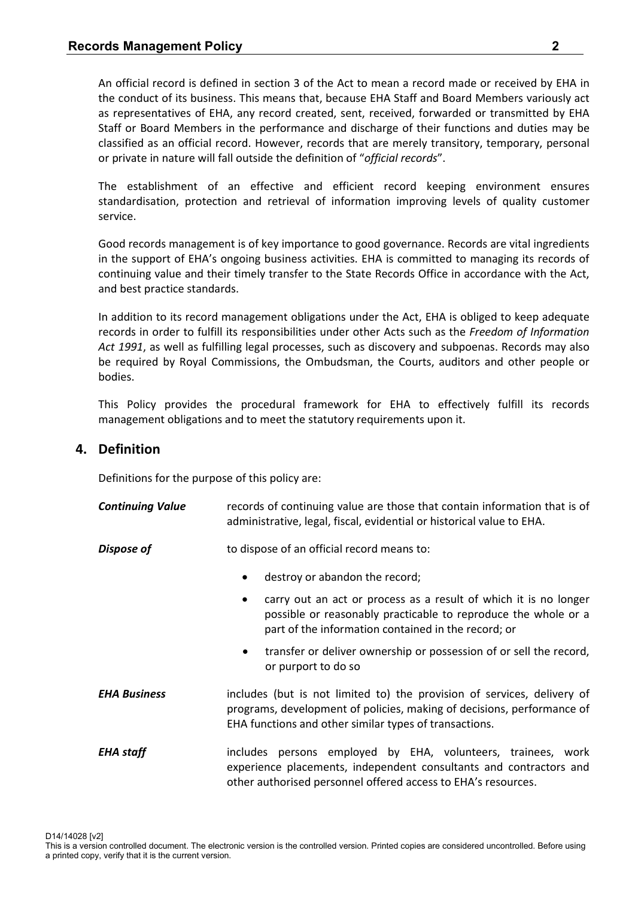An official record is defined in section 3 of the Act to mean a record made or received by EHA in the conduct of its business. This means that, because EHA Staff and Board Members variously act as representatives of EHA, any record created, sent, received, forwarded or transmitted by EHA Staff or Board Members in the performance and discharge of their functions and duties may be classified as an official record. However, records that are merely transitory, temporary, personal or private in nature will fall outside the definition of "*official records*".

The establishment of an effective and efficient record keeping environment ensures standardisation, protection and retrieval of information improving levels of quality customer service.

Good records management is of key importance to good governance. Records are vital ingredients in the support of EHA's ongoing business activities. EHA is committed to managing its records of continuing value and their timely transfer to the State Records Office in accordance with the Act, and best practice standards.

In addition to its record management obligations under the Act, EHA is obliged to keep adequate records in order to fulfill its responsibilities under other Acts such as the *Freedom of Information Act 1991*, as well as fulfilling legal processes, such as discovery and subpoenas. Records may also be required by Royal Commissions, the Ombudsman, the Courts, auditors and other people or bodies.

This Policy provides the procedural framework for EHA to effectively fulfill its records management obligations and to meet the statutory requirements upon it.

## 4. Definition

Definitions for the purpose of this policy are:

***Continuing Value*** records of continuing value are those that contain information that is of administrative, legal, fiscal, evidential or historical value to EHA.

***Dispose of*** to dispose of an official record means to:

- destroy or abandon the record;
- carry out an act or process as a result of which it is no longer possible or reasonably practicable to reproduce the whole or a part of the information contained in the record; or
- transfer or deliver ownership or possession of or sell the record, or purport to do so

***EHA Business*** includes (but is not limited to) the provision of services, delivery of programs, development of policies, making of decisions, performance of EHA functions and other similar types of transactions.

***EHA staff*** includes persons employed by EHA, volunteers, trainees, work experience placements, independent consultants and contractors and other authorised personnel offered access to EHA's resources.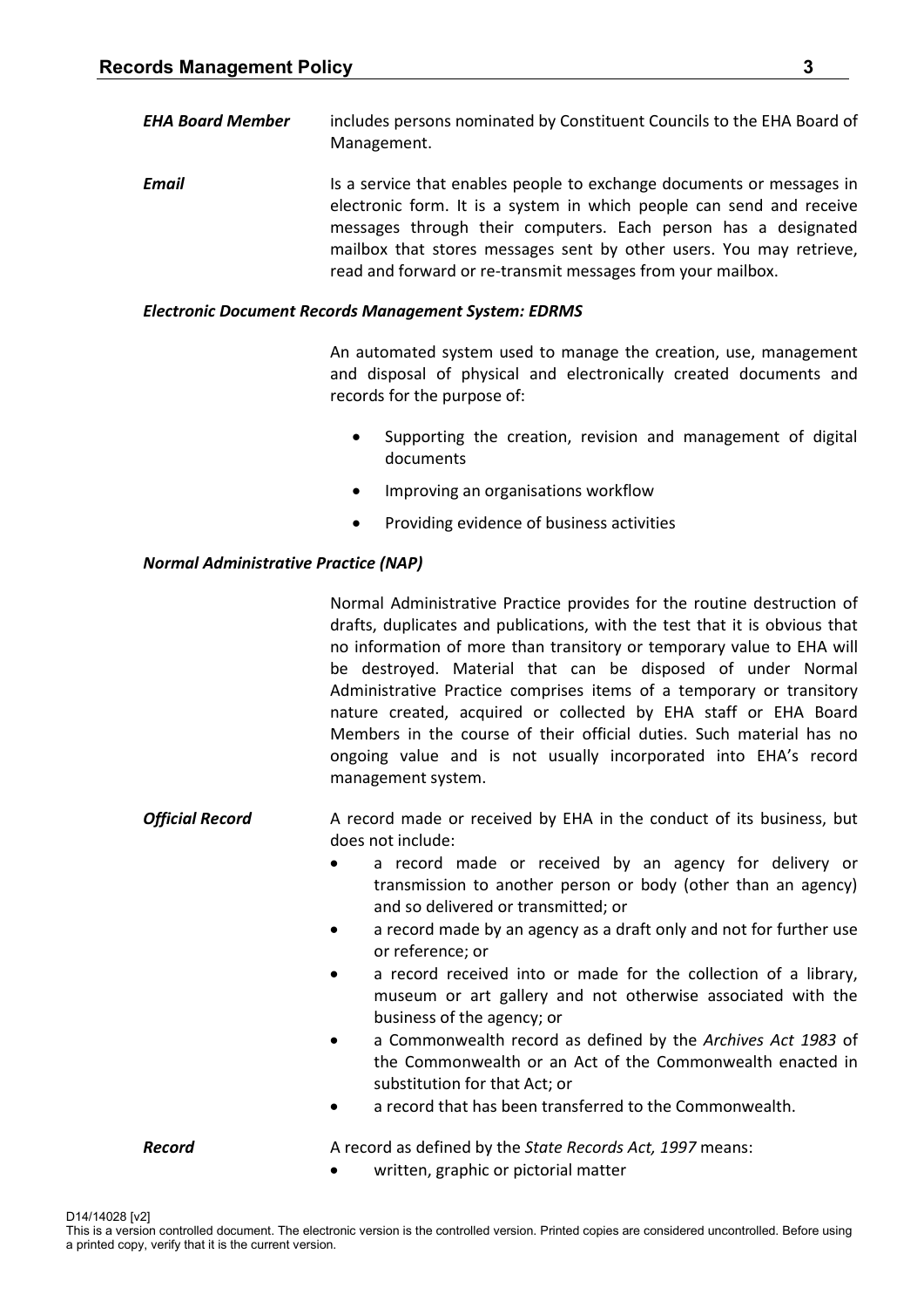***EHA Board Member*** includes persons nominated by Constituent Councils to the EHA Board of Management.

***Email*** Is a service that enables people to exchange documents or messages in electronic form. It is a system in which people can send and receive messages through their computers. Each person has a designated mailbox that stores messages sent by other users. You may retrieve, read and forward or re-transmit messages from your mailbox.

***Electronic Document Records Management System: EDRMS***

An automated system used to manage the creation, use, management and disposal of physical and electronically created documents and records for the purpose of:

- Supporting the creation, revision and management of digital documents
- Improving an organisations workflow
- Providing evidence of business activities

***Normal Administrative Practice (NAP)***

Normal Administrative Practice provides for the routine destruction of drafts, duplicates and publications, with the test that it is obvious that no information of more than transitory or temporary value to EHA will be destroyed. Material that can be disposed of under Normal Administrative Practice comprises items of a temporary or transitory nature created, acquired or collected by EHA staff or EHA Board Members in the course of their official duties. Such material has no ongoing value and is not usually incorporated into EHA's record management system.

***Official Record*** A record made or received by EHA in the conduct of its business, but does not include:

- a record made or received by an agency for delivery or transmission to another person or body (other than an agency) and so delivered or transmitted; or
- a record made by an agency as a draft only and not for further use or reference; or
- a record received into or made for the collection of a library, museum or art gallery and not otherwise associated with the business of the agency; or
- a Commonwealth record as defined by the *Archives Act 1983* of the Commonwealth or an Act of the Commonwealth enacted in substitution for that Act; or
- a record that has been transferred to the Commonwealth.

***Record*** A record as defined by the *State Records Act, 1997* means:

- written, graphic or pictorial matter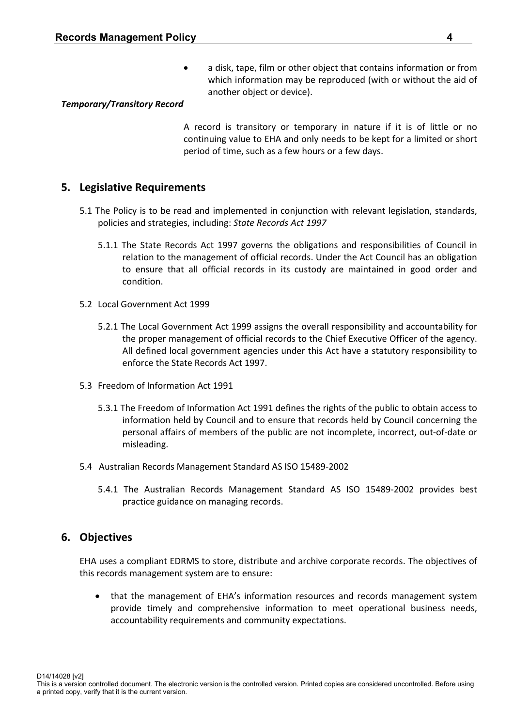- a disk, tape, film or other object that contains information or from which information may be reproduced (with or without the aid of another object or device).

***Temporary/Transitory Record***

A record is transitory or temporary in nature if it is of little or no continuing value to EHA and only needs to be kept for a limited or short period of time, such as a few hours or a few days.

## 5. Legislative Requirements

5.1 The Policy is to be read and implemented in conjunction with relevant legislation, standards, policies and strategies, including: *State Records Act 1997*

5.1.1 The State Records Act 1997 governs the obligations and responsibilities of Council in relation to the management of official records. Under the Act Council has an obligation to ensure that all official records in its custody are maintained in good order and condition.

5.2 Local Government Act 1999

5.2.1 The Local Government Act 1999 assigns the overall responsibility and accountability for the proper management of official records to the Chief Executive Officer of the agency. All defined local government agencies under this Act have a statutory responsibility to enforce the State Records Act 1997.

5.3 Freedom of Information Act 1991

5.3.1 The Freedom of Information Act 1991 defines the rights of the public to obtain access to information held by Council and to ensure that records held by Council concerning the personal affairs of members of the public are not incomplete, incorrect, out-of-date or misleading.

5.4 Australian Records Management Standard AS ISO 15489-2002

5.4.1 The Australian Records Management Standard AS ISO 15489-2002 provides best practice guidance on managing records.

## 6. Objectives

EHA uses a compliant EDRMS to store, distribute and archive corporate records. The objectives of this records management system are to ensure:

- that the management of EHA's information resources and records management system provide timely and comprehensive information to meet operational business needs, accountability requirements and community expectations.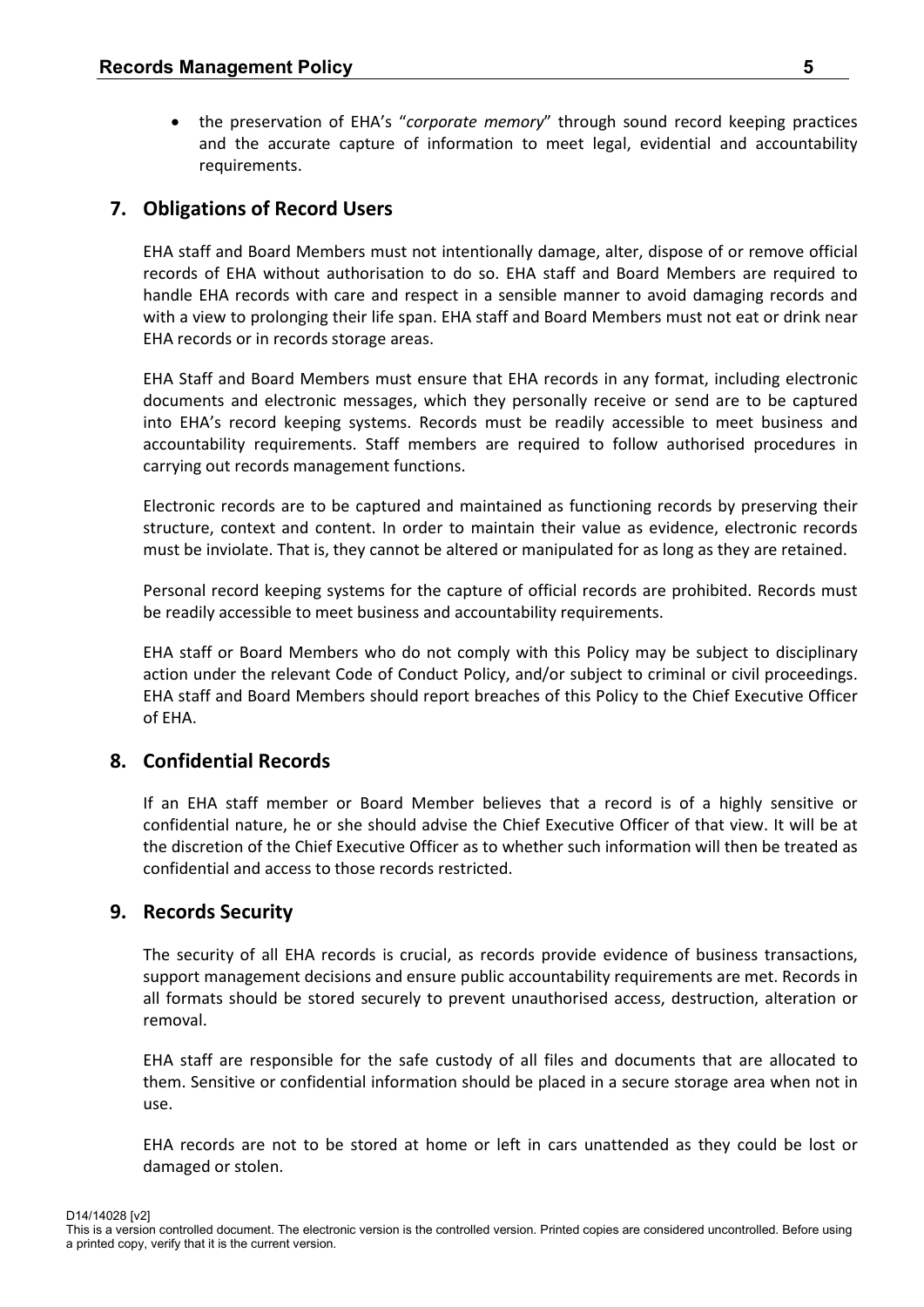- the preservation of EHA's "*corporate memory*" through sound record keeping practices and the accurate capture of information to meet legal, evidential and accountability requirements.

## 7. Obligations of Record Users

EHA staff and Board Members must not intentionally damage, alter, dispose of or remove official records of EHA without authorisation to do so. EHA staff and Board Members are required to handle EHA records with care and respect in a sensible manner to avoid damaging records and with a view to prolonging their life span. EHA staff and Board Members must not eat or drink near EHA records or in records storage areas.

EHA Staff and Board Members must ensure that EHA records in any format, including electronic documents and electronic messages, which they personally receive or send are to be captured into EHA's record keeping systems. Records must be readily accessible to meet business and accountability requirements. Staff members are required to follow authorised procedures in carrying out records management functions.

Electronic records are to be captured and maintained as functioning records by preserving their structure, context and content. In order to maintain their value as evidence, electronic records must be inviolate. That is, they cannot be altered or manipulated for as long as they are retained.

Personal record keeping systems for the capture of official records are prohibited. Records must be readily accessible to meet business and accountability requirements.

EHA staff or Board Members who do not comply with this Policy may be subject to disciplinary action under the relevant Code of Conduct Policy, and/or subject to criminal or civil proceedings. EHA staff and Board Members should report breaches of this Policy to the Chief Executive Officer of EHA.

## 8. Confidential Records

If an EHA staff member or Board Member believes that a record is of a highly sensitive or confidential nature, he or she should advise the Chief Executive Officer of that view. It will be at the discretion of the Chief Executive Officer as to whether such information will then be treated as confidential and access to those records restricted.

## 9. Records Security

The security of all EHA records is crucial, as records provide evidence of business transactions, support management decisions and ensure public accountability requirements are met. Records in all formats should be stored securely to prevent unauthorised access, destruction, alteration or removal.

EHA staff are responsible for the safe custody of all files and documents that are allocated to them. Sensitive or confidential information should be placed in a secure storage area when not in use.

EHA records are not to be stored at home or left in cars unattended as they could be lost or damaged or stolen.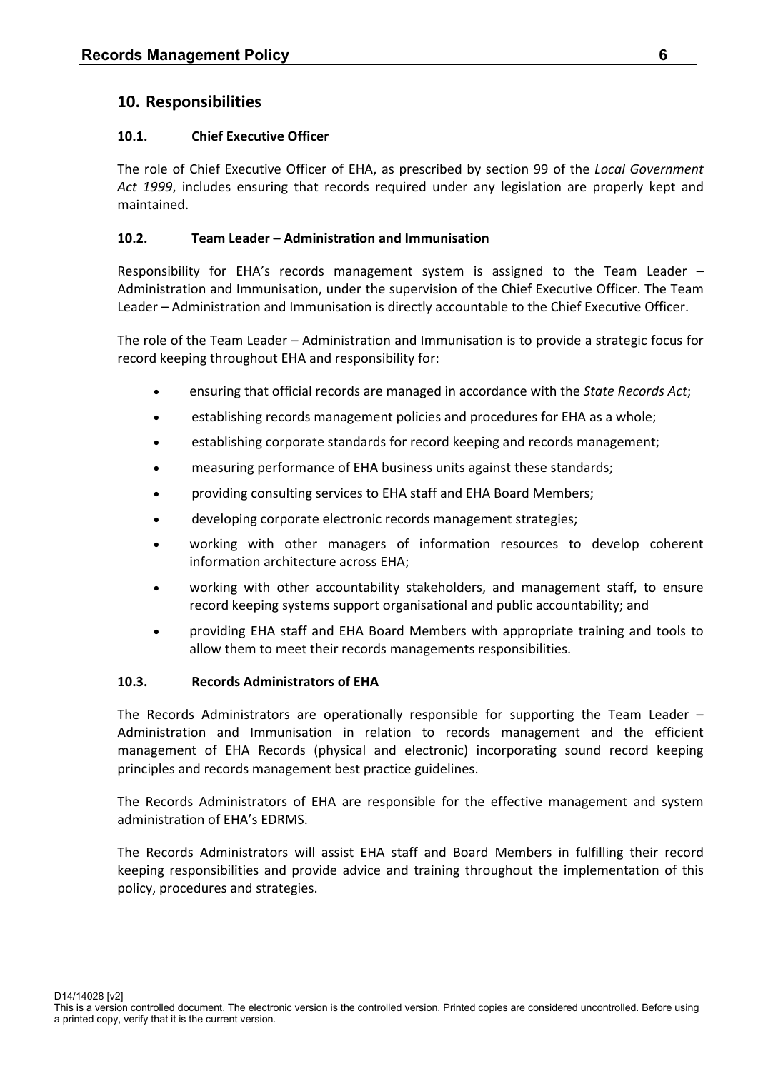## 10. Responsibilities

### 10.1. Chief Executive Officer

The role of Chief Executive Officer of EHA, as prescribed by section 99 of the *Local Government Act 1999*, includes ensuring that records required under any legislation are properly kept and maintained.

### 10.2. Team Leader – Administration and Immunisation

Responsibility for EHA's records management system is assigned to the Team Leader – Administration and Immunisation, under the supervision of the Chief Executive Officer. The Team Leader – Administration and Immunisation is directly accountable to the Chief Executive Officer.

The role of the Team Leader – Administration and Immunisation is to provide a strategic focus for record keeping throughout EHA and responsibility for:

- ensuring that official records are managed in accordance with the *State Records Act*;
- establishing records management policies and procedures for EHA as a whole;
- establishing corporate standards for record keeping and records management;
- measuring performance of EHA business units against these standards;
- providing consulting services to EHA staff and EHA Board Members;
- developing corporate electronic records management strategies;
- working with other managers of information resources to develop coherent information architecture across EHA;
- working with other accountability stakeholders, and management staff, to ensure record keeping systems support organisational and public accountability; and
- providing EHA staff and EHA Board Members with appropriate training and tools to allow them to meet their records managements responsibilities.

### 10.3. Records Administrators of EHA

The Records Administrators are operationally responsible for supporting the Team Leader – Administration and Immunisation in relation to records management and the efficient management of EHA Records (physical and electronic) incorporating sound record keeping principles and records management best practice guidelines.

The Records Administrators of EHA are responsible for the effective management and system administration of EHA's EDRMS.

The Records Administrators will assist EHA staff and Board Members in fulfilling their record keeping responsibilities and provide advice and training throughout the implementation of this policy, procedures and strategies.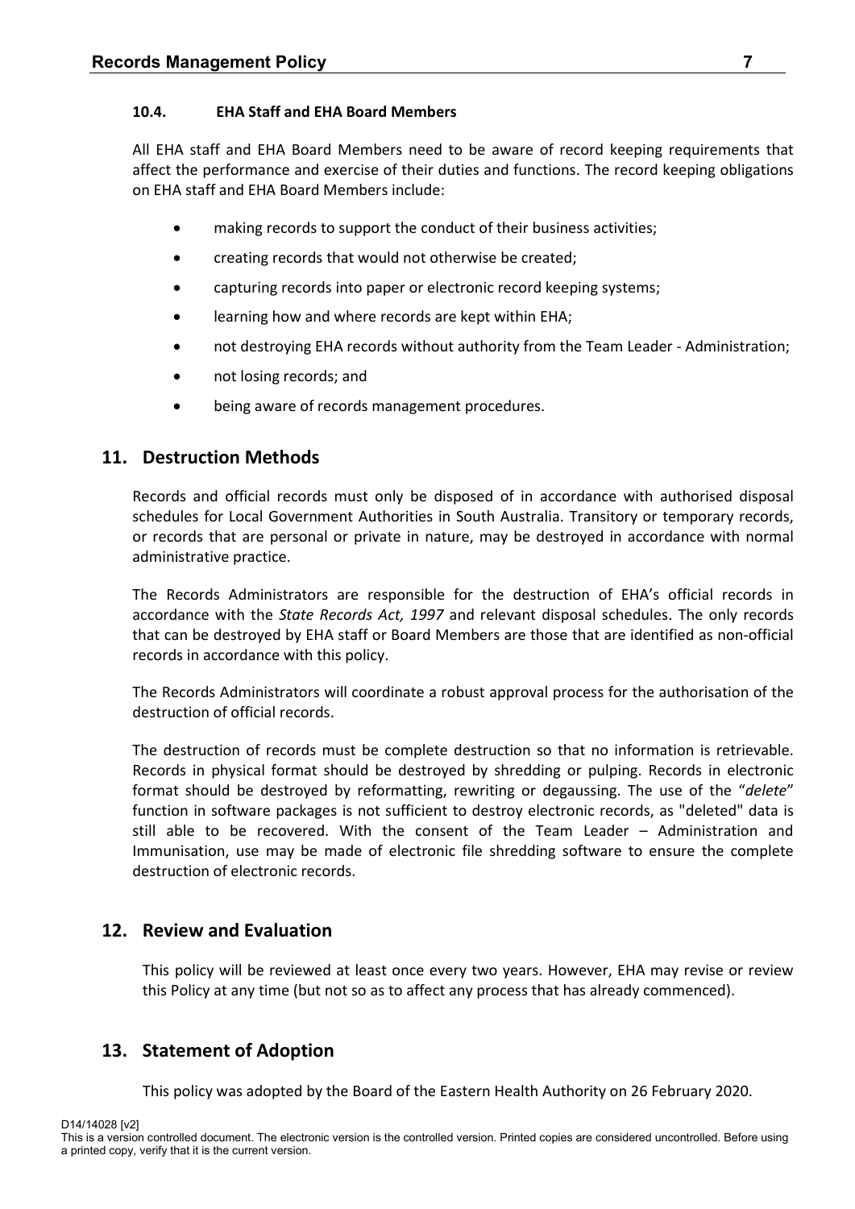#### 10.4. EHA Staff and EHA Board Members

All EHA staff and EHA Board Members need to be aware of record keeping requirements that affect the performance and exercise of their duties and functions. The record keeping obligations on EHA staff and EHA Board Members include:

- making records to support the conduct of their business activities;
- creating records that would not otherwise be created;
- capturing records into paper or electronic record keeping systems;
- learning how and where records are kept within EHA;
- not destroying EHA records without authority from the Team Leader - Administration;
- not losing records; and
- being aware of records management procedures.

## 11. Destruction Methods

Records and official records must only be disposed of in accordance with authorised disposal schedules for Local Government Authorities in South Australia. Transitory or temporary records, or records that are personal or private in nature, may be destroyed in accordance with normal administrative practice.

The Records Administrators are responsible for the destruction of EHA's official records in accordance with the *State Records Act, 1997* and relevant disposal schedules. The only records that can be destroyed by EHA staff or Board Members are those that are identified as non-official records in accordance with this policy.

The Records Administrators will coordinate a robust approval process for the authorisation of the destruction of official records.

The destruction of records must be complete destruction so that no information is retrievable. Records in physical format should be destroyed by shredding or pulping. Records in electronic format should be destroyed by reformatting, rewriting or degaussing. The use of the "*delete*" function in software packages is not sufficient to destroy electronic records, as "deleted" data is still able to be recovered. With the consent of the Team Leader – Administration and Immunisation, use may be made of electronic file shredding software to ensure the complete destruction of electronic records.

## 12. Review and Evaluation

This policy will be reviewed at least once every two years. However, EHA may revise or review this Policy at any time (but not so as to affect any process that has already commenced).

## 13. Statement of Adoption

This policy was adopted by the Board of the Eastern Health Authority on 26 February 2020.